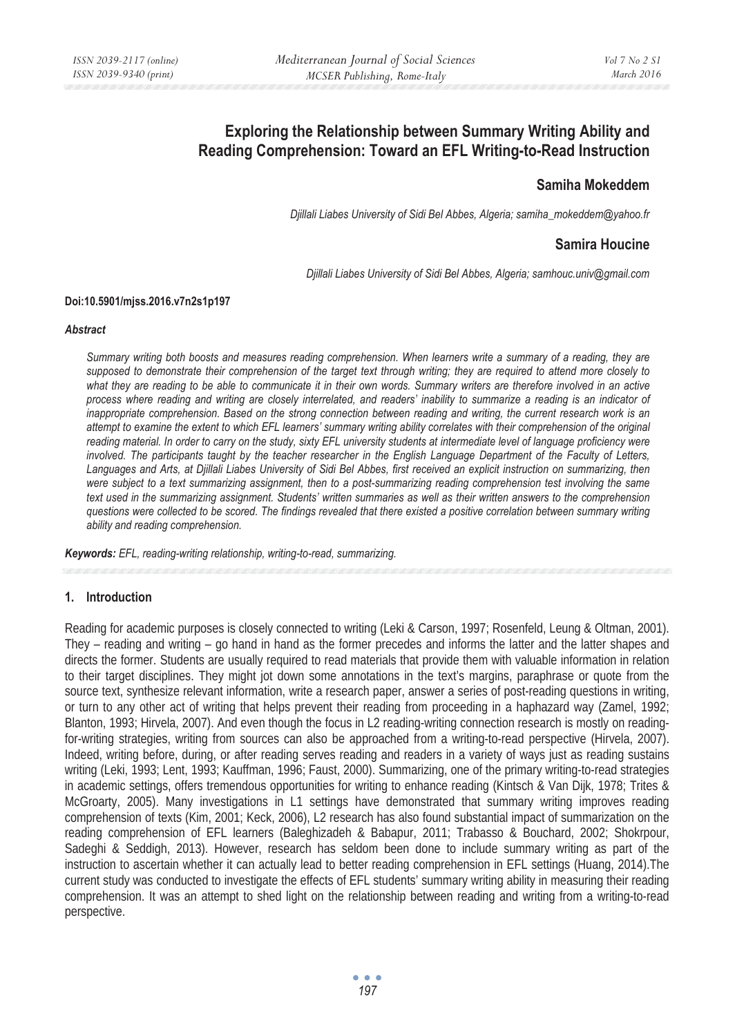# Exploring the Relationship between Summary Writing Ability and Reading Comprehension: Toward an EFL Writing-to-Read Instruction

**Samiha Mokeddem**

*Djillali Liabes University of Sidi Bel Abbes, Algeria; samiha_mokeddem@yahoo.fr*

**Samira Houcine**

*Djillali Liabes University of Sidi Bel Abbes, Algeria; samhouc.univ@gmail.com*

**Doi:10.5901/mjss.2016.v7n2s1p197**

### *Abstract*

*Summary writing both boosts and measures reading comprehension. When learners write a summary of a reading, they are supposed to demonstrate their comprehension of the target text through writing; they are required to attend more closely to what they are reading to be able to communicate it in their own words. Summary writers are therefore involved in an active process where reading and writing are closely interrelated, and readers' inability to summarize a reading is an indicator of inappropriate comprehension. Based on the strong connection between reading and writing, the current research work is an attempt to examine the extent to which EFL learners' summary writing ability correlates with their comprehension of the original reading material. In order to carry on the study, sixty EFL university students at intermediate level of language proficiency were involved. The participants taught by the teacher researcher in the English Language Department of the Faculty of Letters, Languages and Arts, at Djillali Liabes University of Sidi Bel Abbes, first received an explicit instruction on summarizing, then were subject to a text summarizing assignment, then to a post-summarizing reading comprehension test involving the same text used in the summarizing assignment. Students' written summaries as well as their written answers to the comprehension questions were collected to be scored. The findings revealed that there existed a positive correlation between summary writing ability and reading comprehension.*

***Keywords:*** *EFL, reading-writing relationship, writing-to-read, summarizing.*

## 1. Introduction

Reading for academic purposes is closely connected to writing (Leki & Carson, 1997; Rosenfeld, Leung & Oltman, 2001). They – reading and writing – go hand in hand as the former precedes and informs the latter and the latter shapes and directs the former. Students are usually required to read materials that provide them with valuable information in relation to their target disciplines. They might jot down some annotations in the text's margins, paraphrase or quote from the source text, synthesize relevant information, write a research paper, answer a series of post-reading questions in writing, or turn to any other act of writing that helps prevent their reading from proceeding in a haphazard way (Zamel, 1992; Blanton, 1993; Hirvela, 2007). And even though the focus in L2 reading-writing connection research is mostly on reading-for-writing strategies, writing from sources can also be approached from a writing-to-read perspective (Hirvela, 2007). Indeed, writing before, during, or after reading serves reading and readers in a variety of ways just as reading sustains writing (Leki, 1993; Lent, 1993; Kauffman, 1996; Faust, 2000). Summarizing, one of the primary writing-to-read strategies in academic settings, offers tremendous opportunities for writing to enhance reading (Kintsch & Van Dijk, 1978; Trites & McGroarty, 2005). Many investigations in L1 settings have demonstrated that summary writing improves reading comprehension of texts (Kim, 2001; Keck, 2006), L2 research has also found substantial impact of summarization on the reading comprehension of EFL learners (Baleghizadeh & Babapur, 2011; Trabasso & Bouchard, 2002; Shokrpour, Sadeghi & Seddigh, 2013). However, research has seldom been done to include summary writing as part of the instruction to ascertain whether it can actually lead to better reading comprehension in EFL settings (Huang, 2014).The current study was conducted to investigate the effects of EFL students' summary writing ability in measuring their reading comprehension. It was an attempt to shed light on the relationship between reading and writing from a writing-to-read perspective.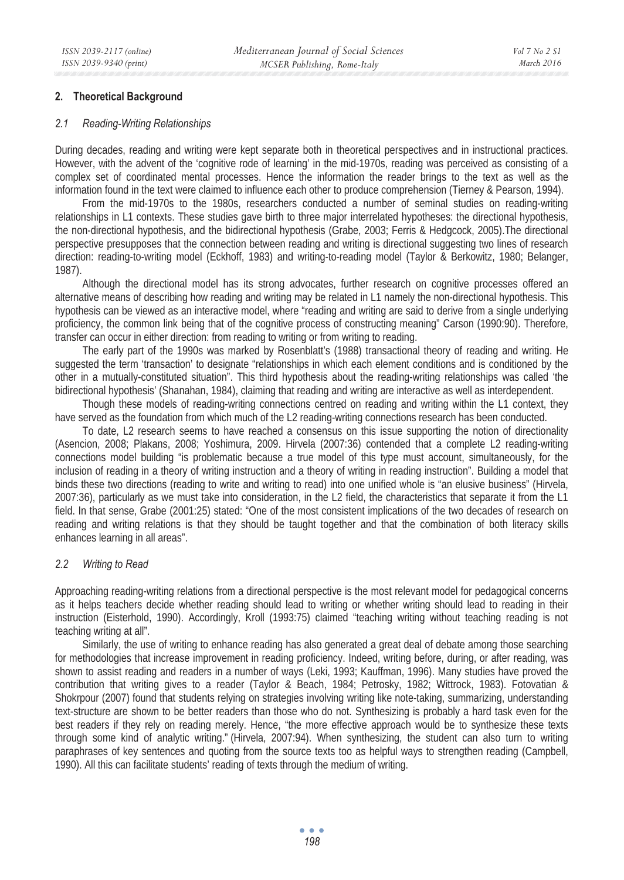## 2. Theoretical Background

### *2.1 Reading-Writing Relationships*

During decades, reading and writing were kept separate both in theoretical perspectives and in instructional practices. However, with the advent of the 'cognitive rode of learning' in the mid-1970s, reading was perceived as consisting of a complex set of coordinated mental processes. Hence the information the reader brings to the text as well as the information found in the text were claimed to influence each other to produce comprehension (Tierney & Pearson, 1994).

From the mid-1970s to the 1980s, researchers conducted a number of seminal studies on reading-writing relationships in L1 contexts. These studies gave birth to three major interrelated hypotheses: the directional hypothesis, the non-directional hypothesis, and the bidirectional hypothesis (Grabe, 2003; Ferris & Hedgcock, 2005).The directional perspective presupposes that the connection between reading and writing is directional suggesting two lines of research direction: reading-to-writing model (Eckhoff, 1983) and writing-to-reading model (Taylor & Berkowitz, 1980; Belanger, 1987).

Although the directional model has its strong advocates, further research on cognitive processes offered an alternative means of describing how reading and writing may be related in L1 namely the non-directional hypothesis. This hypothesis can be viewed as an interactive model, where "reading and writing are said to derive from a single underlying proficiency, the common link being that of the cognitive process of constructing meaning" Carson (1990:90). Therefore, transfer can occur in either direction: from reading to writing or from writing to reading.

The early part of the 1990s was marked by Rosenblatt's (1988) transactional theory of reading and writing. He suggested the term 'transaction' to designate "relationships in which each element conditions and is conditioned by the other in a mutually-constituted situation". This third hypothesis about the reading-writing relationships was called 'the bidirectional hypothesis' (Shanahan, 1984), claiming that reading and writing are interactive as well as interdependent.

Though these models of reading-writing connections centred on reading and writing within the L1 context, they have served as the foundation from which much of the L2 reading-writing connections research has been conducted.

To date, L2 research seems to have reached a consensus on this issue supporting the notion of directionality (Asencion, 2008; Plakans, 2008; Yoshimura, 2009. Hirvela (2007:36) contended that a complete L2 reading-writing connections model building "is problematic because a true model of this type must account, simultaneously, for the inclusion of reading in a theory of writing instruction and a theory of writing in reading instruction". Building a model that binds these two directions (reading to write and writing to read) into one unified whole is "an elusive business" (Hirvela, 2007:36), particularly as we must take into consideration, in the L2 field, the characteristics that separate it from the L1 field. In that sense, Grabe (2001:25) stated: "One of the most consistent implications of the two decades of research on reading and writing relations is that they should be taught together and that the combination of both literacy skills enhances learning in all areas".

### *2.2 Writing to Read*

Approaching reading-writing relations from a directional perspective is the most relevant model for pedagogical concerns as it helps teachers decide whether reading should lead to writing or whether writing should lead to reading in their instruction (Eisterhold, 1990). Accordingly, Kroll (1993:75) claimed "teaching writing without teaching reading is not teaching writing at all".

Similarly, the use of writing to enhance reading has also generated a great deal of debate among those searching for methodologies that increase improvement in reading proficiency. Indeed, writing before, during, or after reading, was shown to assist reading and readers in a number of ways (Leki, 1993; Kauffman, 1996). Many studies have proved the contribution that writing gives to a reader (Taylor & Beach, 1984; Petrosky, 1982; Wittrock, 1983). Fotovatian & Shokrpour (2007) found that students relying on strategies involving writing like note-taking, summarizing, understanding text-structure are shown to be better readers than those who do not. Synthesizing is probably a hard task even for the best readers if they rely on reading merely. Hence, "the more effective approach would be to synthesize these texts through some kind of analytic writing." (Hirvela, 2007:94). When synthesizing, the student can also turn to writing paraphrases of key sentences and quoting from the source texts too as helpful ways to strengthen reading (Campbell, 1990). All this can facilitate students' reading of texts through the medium of writing.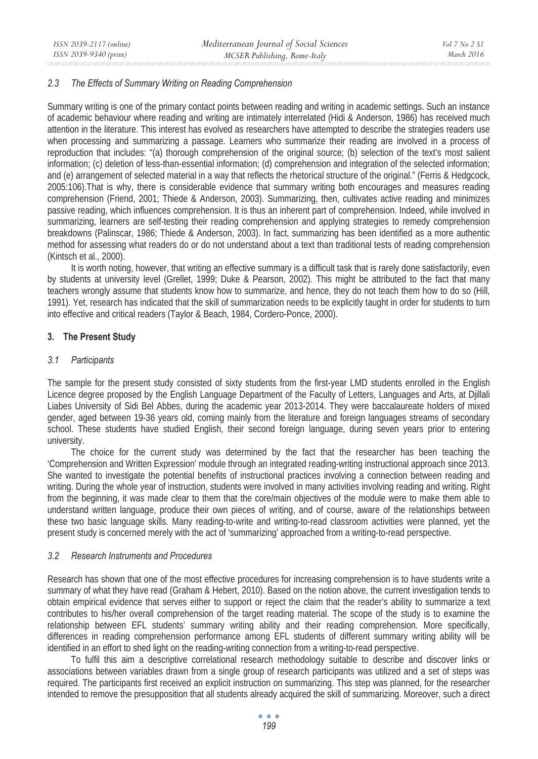### 2.3 The Effects of Summary Writing on Reading Comprehension

Summary writing is one of the primary contact points between reading and writing in academic settings. Such an instance of academic behaviour where reading and writing are intimately interrelated (Hidi & Anderson, 1986) has received much attention in the literature. This interest has evolved as researchers have attempted to describe the strategies readers use when processing and summarizing a passage. Learners who summarize their reading are involved in a process of reproduction that includes: "(a) thorough comprehension of the original source; (b) selection of the text's most salient information; (c) deletion of less-than-essential information; (d) comprehension and integration of the selected information; and (e) arrangement of selected material in a way that reflects the rhetorical structure of the original." (Ferris & Hedgcock, 2005:106).That is why, there is considerable evidence that summary writing both encourages and measures reading comprehension (Friend, 2001; Thiede & Anderson, 2003). Summarizing, then, cultivates active reading and minimizes passive reading, which influences comprehension. It is thus an inherent part of comprehension. Indeed, while involved in summarizing, learners are self-testing their reading comprehension and applying strategies to remedy comprehension breakdowns (Palinscar, 1986; Thiede & Anderson, 2003). In fact, summarizing has been identified as a more authentic method for assessing what readers do or do not understand about a text than traditional tests of reading comprehension (Kintsch et al., 2000).

It is worth noting, however, that writing an effective summary is a difficult task that is rarely done satisfactorily, even by students at university level (Grellet, 1999; Duke & Pearson, 2002). This might be attributed to the fact that many teachers wrongly assume that students know how to summarize, and hence, they do not teach them how to do so (Hill, 1991). Yet, research has indicated that the skill of summarization needs to be explicitly taught in order for students to turn into effective and critical readers (Taylor & Beach, 1984, Cordero-Ponce, 2000).

## 3. The Present Study

### 3.1 Participants

The sample for the present study consisted of sixty students from the first-year LMD students enrolled in the English Licence degree proposed by the English Language Department of the Faculty of Letters, Languages and Arts, at Djillali Liabes University of Sidi Bel Abbes, during the academic year 2013-2014. They were baccalaureate holders of mixed gender, aged between 19-36 years old, coming mainly from the literature and foreign languages streams of secondary school. These students have studied English, their second foreign language, during seven years prior to entering university.

The choice for the current study was determined by the fact that the researcher has been teaching the 'Comprehension and Written Expression' module through an integrated reading-writing instructional approach since 2013. She wanted to investigate the potential benefits of instructional practices involving a connection between reading and writing. During the whole year of instruction, students were involved in many activities involving reading and writing. Right from the beginning, it was made clear to them that the core/main objectives of the module were to make them able to understand written language, produce their own pieces of writing, and of course, aware of the relationships between these two basic language skills. Many reading-to-write and writing-to-read classroom activities were planned, yet the present study is concerned merely with the act of 'summarizing' approached from a writing-to-read perspective.

### 3.2 Research Instruments and Procedures

Research has shown that one of the most effective procedures for increasing comprehension is to have students write a summary of what they have read (Graham & Hebert, 2010). Based on the notion above, the current investigation tends to obtain empirical evidence that serves either to support or reject the claim that the reader's ability to summarize a text contributes to his/her overall comprehension of the target reading material. The scope of the study is to examine the relationship between EFL students' summary writing ability and their reading comprehension. More specifically, differences in reading comprehension performance among EFL students of different summary writing ability will be identified in an effort to shed light on the reading-writing connection from a writing-to-read perspective.

To fulfil this aim a descriptive correlational research methodology suitable to describe and discover links or associations between variables drawn from a single group of research participants was utilized and a set of steps was required. The participants first received an explicit instruction on summarizing. This step was planned, for the researcher intended to remove the presupposition that all students already acquired the skill of summarizing. Moreover, such a direct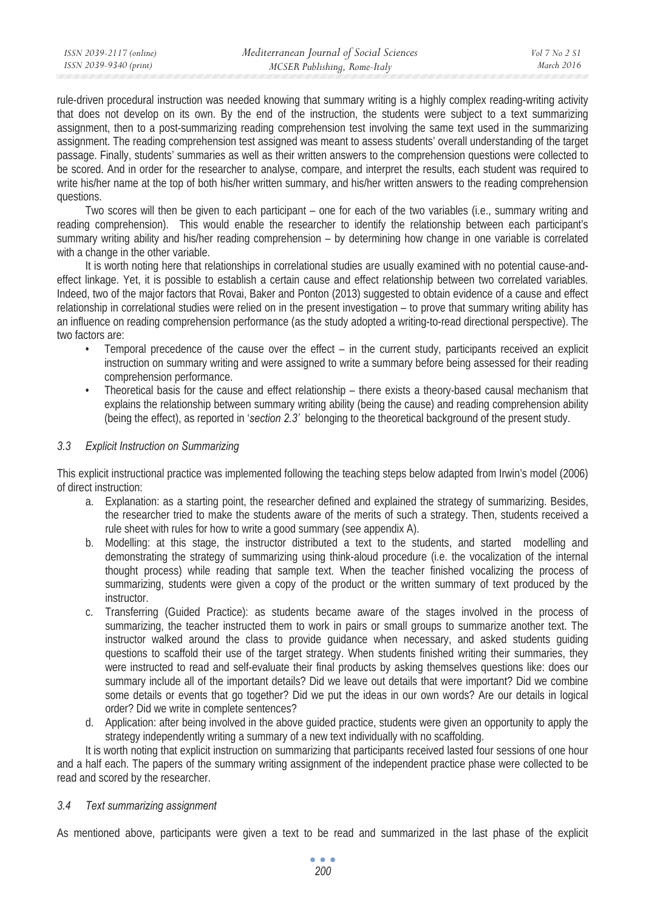rule-driven procedural instruction was needed knowing that summary writing is a highly complex reading-writing activity that does not develop on its own. By the end of the instruction, the students were subject to a text summarizing assignment, then to a post-summarizing reading comprehension test involving the same text used in the summarizing assignment. The reading comprehension test assigned was meant to assess students' overall understanding of the target passage. Finally, students' summaries as well as their written answers to the comprehension questions were collected to be scored. And in order for the researcher to analyse, compare, and interpret the results, each student was required to write his/her name at the top of both his/her written summary, and his/her written answers to the reading comprehension questions.

Two scores will then be given to each participant – one for each of the two variables (i.e., summary writing and reading comprehension). This would enable the researcher to identify the relationship between each participant's summary writing ability and his/her reading comprehension – by determining how change in one variable is correlated with a change in the other variable.

It is worth noting here that relationships in correlational studies are usually examined with no potential cause-and-effect linkage. Yet, it is possible to establish a certain cause and effect relationship between two correlated variables. Indeed, two of the major factors that Rovai, Baker and Ponton (2013) suggested to obtain evidence of a cause and effect relationship in correlational studies were relied on in the present investigation – to prove that summary writing ability has an influence on reading comprehension performance (as the study adopted a writing-to-read directional perspective). The two factors are:

- Temporal precedence of the cause over the effect – in the current study, participants received an explicit instruction on summary writing and were assigned to write a summary before being assessed for their reading comprehension performance.
- Theoretical basis for the cause and effect relationship – there exists a theory-based causal mechanism that explains the relationship between summary writing ability (being the cause) and reading comprehension ability (being the effect), as reported in '*section 2.3*' belonging to the theoretical background of the present study.

### *3.3 Explicit Instruction on Summarizing*

This explicit instructional practice was implemented following the teaching steps below adapted from Irwin's model (2006) of direct instruction:

a. Explanation: as a starting point, the researcher defined and explained the strategy of summarizing. Besides, the researcher tried to make the students aware of the merits of such a strategy. Then, students received a rule sheet with rules for how to write a good summary (see appendix A).
b. Modelling: at this stage, the instructor distributed a text to the students, and started modelling and demonstrating the strategy of summarizing using think-aloud procedure (i.e. the vocalization of the internal thought process) while reading that sample text. When the teacher finished vocalizing the process of summarizing, students were given a copy of the product or the written summary of text produced by the instructor.
c. Transferring (Guided Practice): as students became aware of the stages involved in the process of summarizing, the teacher instructed them to work in pairs or small groups to summarize another text. The instructor walked around the class to provide guidance when necessary, and asked students guiding questions to scaffold their use of the target strategy. When students finished writing their summaries, they were instructed to read and self-evaluate their final products by asking themselves questions like: does our summary include all of the important details? Did we leave out details that were important? Did we combine some details or events that go together? Did we put the ideas in our own words? Are our details in logical order? Did we write in complete sentences?
d. Application: after being involved in the above guided practice, students were given an opportunity to apply the strategy independently writing a summary of a new text individually with no scaffolding.

It is worth noting that explicit instruction on summarizing that participants received lasted four sessions of one hour and a half each. The papers of the summary writing assignment of the independent practice phase were collected to be read and scored by the researcher.

### *3.4 Text summarizing assignment*

As mentioned above, participants were given a text to be read and summarized in the last phase of the explicit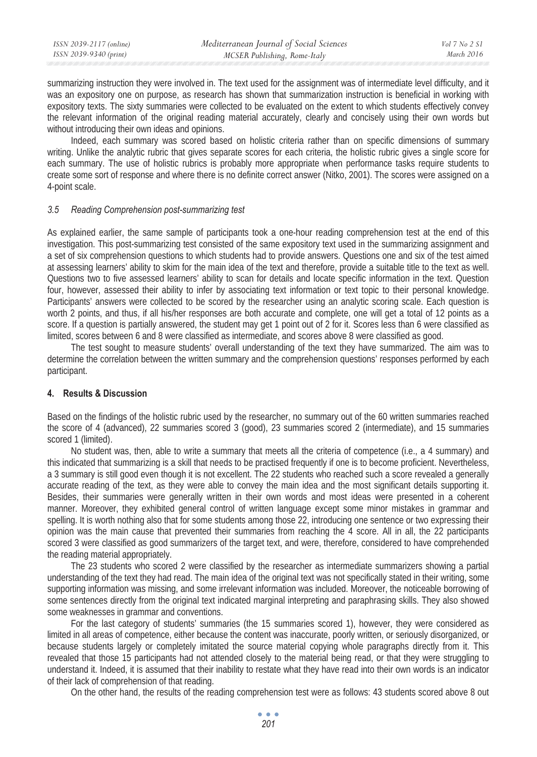summarizing instruction they were involved in. The text used for the assignment was of intermediate level difficulty, and it was an expository one on purpose, as research has shown that summarization instruction is beneficial in working with expository texts. The sixty summaries were collected to be evaluated on the extent to which students effectively convey the relevant information of the original reading material accurately, clearly and concisely using their own words but without introducing their own ideas and opinions.

Indeed, each summary was scored based on holistic criteria rather than on specific dimensions of summary writing. Unlike the analytic rubric that gives separate scores for each criteria, the holistic rubric gives a single score for each summary. The use of holistic rubrics is probably more appropriate when performance tasks require students to create some sort of response and where there is no definite correct answer (Nitko, 2001). The scores were assigned on a 4-point scale.

### *3.5 Reading Comprehension post-summarizing test*

As explained earlier, the same sample of participants took a one-hour reading comprehension test at the end of this investigation. This post-summarizing test consisted of the same expository text used in the summarizing assignment and a set of six comprehension questions to which students had to provide answers. Questions one and six of the test aimed at assessing learners' ability to skim for the main idea of the text and therefore, provide a suitable title to the text as well. Questions two to five assessed learners' ability to scan for details and locate specific information in the text. Question four, however, assessed their ability to infer by associating text information or text topic to their personal knowledge. Participants' answers were collected to be scored by the researcher using an analytic scoring scale. Each question is worth 2 points, and thus, if all his/her responses are both accurate and complete, one will get a total of 12 points as a score. If a question is partially answered, the student may get 1 point out of 2 for it. Scores less than 6 were classified as limited, scores between 6 and 8 were classified as intermediate, and scores above 8 were classified as good.

The test sought to measure students' overall understanding of the text they have summarized. The aim was to determine the correlation between the written summary and the comprehension questions' responses performed by each participant.

## 4. Results & Discussion

Based on the findings of the holistic rubric used by the researcher, no summary out of the 60 written summaries reached the score of 4 (advanced), 22 summaries scored 3 (good), 23 summaries scored 2 (intermediate), and 15 summaries scored 1 (limited).

No student was, then, able to write a summary that meets all the criteria of competence (i.e., a 4 summary) and this indicated that summarizing is a skill that needs to be practised frequently if one is to become proficient. Nevertheless, a 3 summary is still good even though it is not excellent. The 22 students who reached such a score revealed a generally accurate reading of the text, as they were able to convey the main idea and the most significant details supporting it. Besides, their summaries were generally written in their own words and most ideas were presented in a coherent manner. Moreover, they exhibited general control of written language except some minor mistakes in grammar and spelling. It is worth nothing also that for some students among those 22, introducing one sentence or two expressing their opinion was the main cause that prevented their summaries from reaching the 4 score. All in all, the 22 participants scored 3 were classified as good summarizers of the target text, and were, therefore, considered to have comprehended the reading material appropriately.

The 23 students who scored 2 were classified by the researcher as intermediate summarizers showing a partial understanding of the text they had read. The main idea of the original text was not specifically stated in their writing, some supporting information was missing, and some irrelevant information was included. Moreover, the noticeable borrowing of some sentences directly from the original text indicated marginal interpreting and paraphrasing skills. They also showed some weaknesses in grammar and conventions.

For the last category of students' summaries (the 15 summaries scored 1), however, they were considered as limited in all areas of competence, either because the content was inaccurate, poorly written, or seriously disorganized, or because students largely or completely imitated the source material copying whole paragraphs directly from it. This revealed that those 15 participants had not attended closely to the material being read, or that they were struggling to understand it. Indeed, it is assumed that their inability to restate what they have read into their own words is an indicator of their lack of comprehension of that reading.

On the other hand, the results of the reading comprehension test were as follows: 43 students scored above 8 out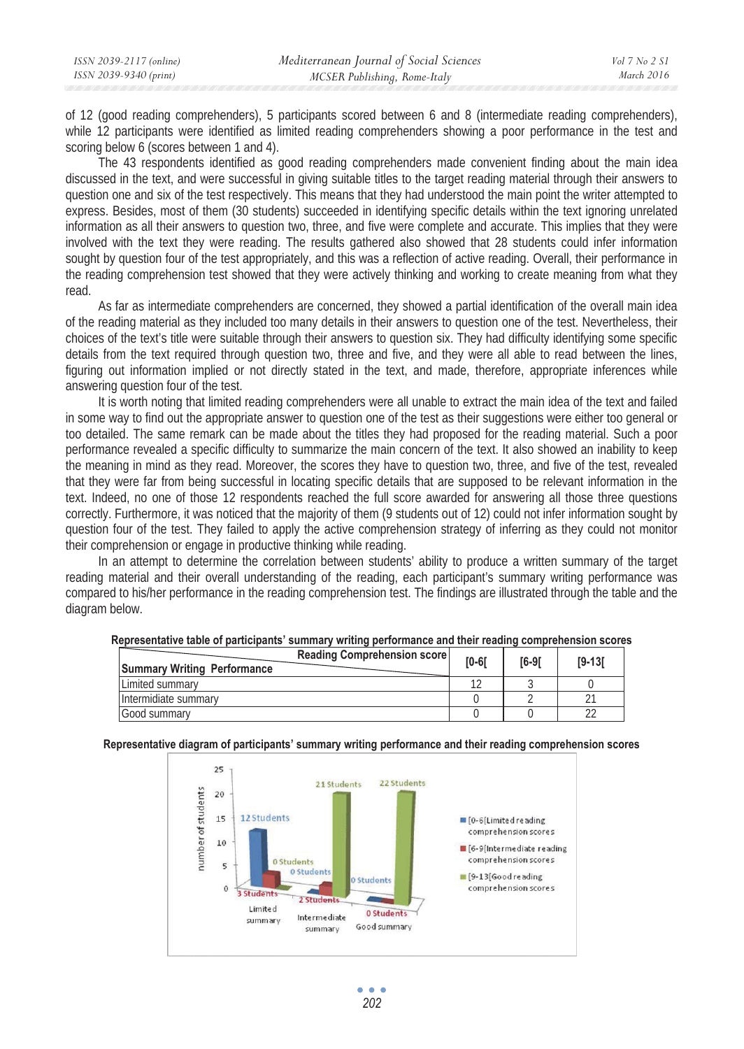of 12 (good reading comprehenders), 5 participants scored between 6 and 8 (intermediate reading comprehenders), while 12 participants were identified as limited reading comprehenders showing a poor performance in the test and scoring below 6 (scores between 1 and 4).

The 43 respondents identified as good reading comprehenders made convenient finding about the main idea discussed in the text, and were successful in giving suitable titles to the target reading material through their answers to question one and six of the test respectively. This means that they had understood the main point the writer attempted to express. Besides, most of them (30 students) succeeded in identifying specific details within the text ignoring unrelated information as all their answers to question two, three, and five were complete and accurate. This implies that they were involved with the text they were reading. The results gathered also showed that 28 students could infer information sought by question four of the test appropriately, and this was a reflection of active reading. Overall, their performance in the reading comprehension test showed that they were actively thinking and working to create meaning from what they read.

As far as intermediate comprehenders are concerned, they showed a partial identification of the overall main idea of the reading material as they included too many details in their answers to question one of the test. Nevertheless, their choices of the text's title were suitable through their answers to question six. They had difficulty identifying some specific details from the text required through question two, three and five, and they were all able to read between the lines, figuring out information implied or not directly stated in the text, and made, therefore, appropriate inferences while answering question four of the test.

It is worth noting that limited reading comprehenders were all unable to extract the main idea of the text and failed in some way to find out the appropriate answer to question one of the test as their suggestions were either too general or too detailed. The same remark can be made about the titles they had proposed for the reading material. Such a poor performance revealed a specific difficulty to summarize the main concern of the text. It also showed an inability to keep the meaning in mind as they read. Moreover, the scores they have to question two, three, and five of the test, revealed that they were far from being successful in locating specific details that are supposed to be relevant information in the text. Indeed, no one of those 12 respondents reached the full score awarded for answering all those three questions correctly. Furthermore, it was noticed that the majority of them (9 students out of 12) could not infer information sought by question four of the test. They failed to apply the active comprehension strategy of inferring as they could not monitor their comprehension or engage in productive thinking while reading.

In an attempt to determine the correlation between students' ability to produce a written summary of the target reading material and their overall understanding of the reading, each participant's summary writing performance was compared to his/her performance in the reading comprehension test. The findings are illustrated through the table and the diagram below.

**Representative table of participants' summary writing performance and their reading comprehension scores**

| Summary Writing Performance \ Reading Comprehension score | [0-6[ | [6-9[ | [9-13[ |
|---|---|---|---|
| Limited summary | 12 | 3 | 0 |
| Intermidiate summary | 0 | 2 | 21 |
| Good summary | 0 | 0 | 22 |

**Representative diagram of participants' summary writing performance and their reading comprehension scores**

number of students
25
20
15
10
5
0
12 Students
0 Students
3 Students
0 Students
2 Students
21 Students
0 Students
22 Students
0 Students
Limited summary
Intermediate summary
Good summary
[0-6[Limited reading comprehension scores
[6-9[Intermediate reading comprehension scores
[9-13[Good reading comprehension scores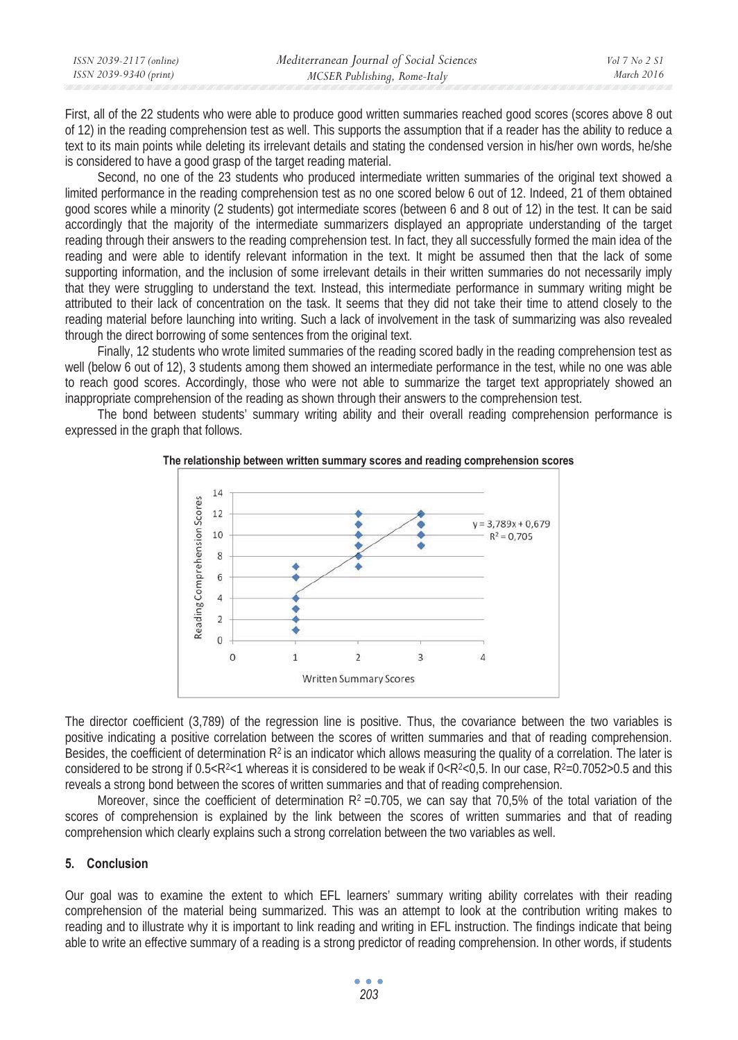First, all of the 22 students who were able to produce good written summaries reached good scores (scores above 8 out of 12) in the reading comprehension test as well. This supports the assumption that if a reader has the ability to reduce a text to its main points while deleting its irrelevant details and stating the condensed version in his/her own words, he/she is considered to have a good grasp of the target reading material.

Second, no one of the 23 students who produced intermediate written summaries of the original text showed a limited performance in the reading comprehension test as no one scored below 6 out of 12. Indeed, 21 of them obtained good scores while a minority (2 students) got intermediate scores (between 6 and 8 out of 12) in the test. It can be said accordingly that the majority of the intermediate summarizers displayed an appropriate understanding of the target reading through their answers to the reading comprehension test. In fact, they all successfully formed the main idea of the reading and were able to identify relevant information in the text. It might be assumed then that the lack of some supporting information, and the inclusion of some irrelevant details in their written summaries do not necessarily imply that they were struggling to understand the text. Instead, this intermediate performance in summary writing might be attributed to their lack of concentration on the task. It seems that they did not take their time to attend closely to the reading material before launching into writing. Such a lack of involvement in the task of summarizing was also revealed through the direct borrowing of some sentences from the original text.

Finally, 12 students who wrote limited summaries of the reading scored badly in the reading comprehension test as well (below 6 out of 12), 3 students among them showed an intermediate performance in the test, while no one was able to reach good scores. Accordingly, those who were not able to summarize the target text appropriately showed an inappropriate comprehension of the reading as shown through their answers to the comprehension test.

The bond between students' summary writing ability and their overall reading comprehension performance is expressed in the graph that follows.

**The relationship between written summary scores and reading comprehension scores**

$y = 3{,}789x + 0{,}679$, $R^2 = 0{,}705$

The director coefficient (3,789) of the regression line is positive. Thus, the covariance between the two variables is positive indicating a positive correlation between the scores of written summaries and that of reading comprehension. Besides, the coefficient of determination $R^2$ is an indicator which allows measuring the quality of a correlation. The later is considered to be strong if $0.5<R^2<1$ whereas it is considered to be weak if $0<R^2<0{,}5$. In our case, $R^2=0.7052>0.5$ and this reveals a strong bond between the scores of written summaries and that of reading comprehension.

Moreover, since the coefficient of determination $R^2 = 0.705$, we can say that 70,5% of the total variation of the scores of comprehension is explained by the link between the scores of written summaries and that of reading comprehension which clearly explains such a strong correlation between the two variables as well.

## 5. Conclusion

Our goal was to examine the extent to which EFL learners' summary writing ability correlates with their reading comprehension of the material being summarized. This was an attempt to look at the contribution writing makes to reading and to illustrate why it is important to link reading and writing in EFL instruction. The findings indicate that being able to write an effective summary of a reading is a strong predictor of reading comprehension. In other words, if students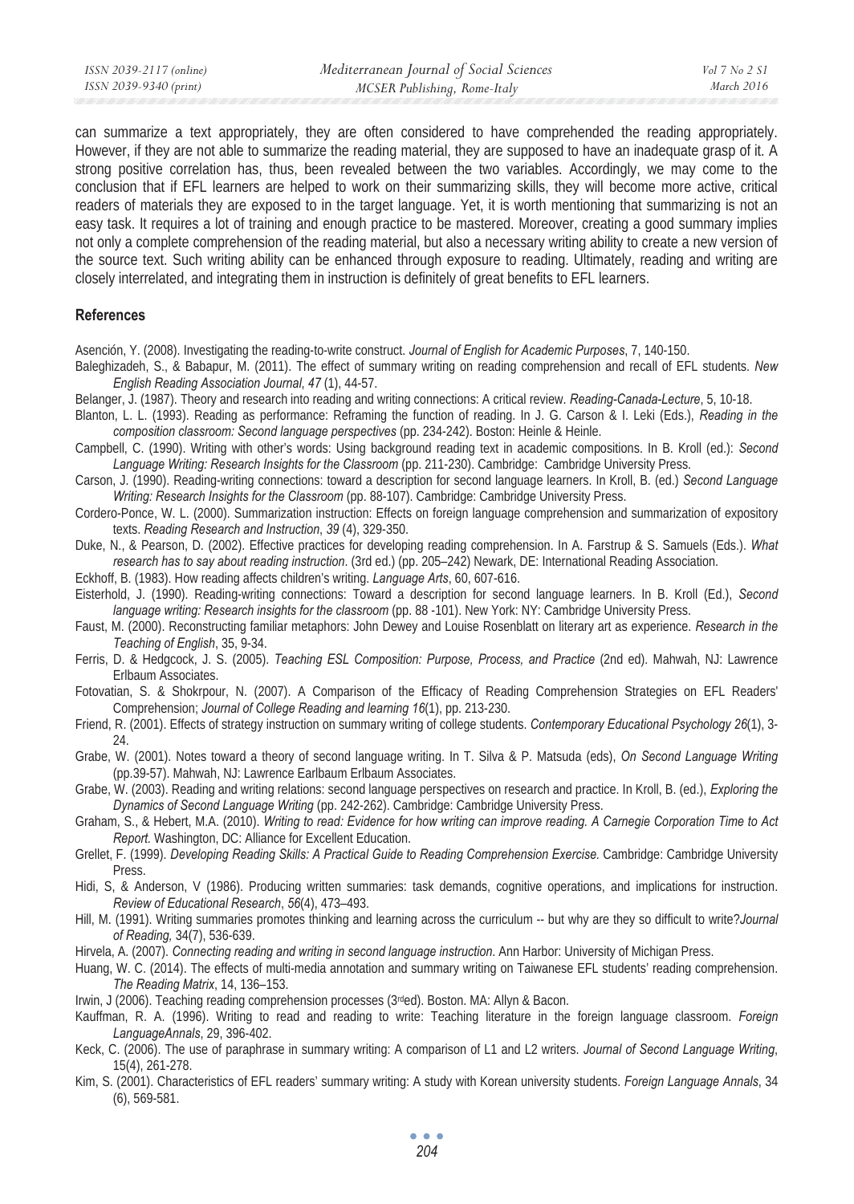can summarize a text appropriately, they are often considered to have comprehended the reading appropriately. However, if they are not able to summarize the reading material, they are supposed to have an inadequate grasp of it. A strong positive correlation has, thus, been revealed between the two variables. Accordingly, we may come to the conclusion that if EFL learners are helped to work on their summarizing skills, they will become more active, critical readers of materials they are exposed to in the target language. Yet, it is worth mentioning that summarizing is not an easy task. It requires a lot of training and enough practice to be mastered. Moreover, creating a good summary implies not only a complete comprehension of the reading material, but also a necessary writing ability to create a new version of the source text. Such writing ability can be enhanced through exposure to reading. Ultimately, reading and writing are closely interrelated, and integrating them in instruction is definitely of great benefits to EFL learners.

## References

Asención, Y. (2008). Investigating the reading-to-write construct. *Journal of English for Academic Purposes*, 7, 140-150.

Baleghizadeh, S., & Babapur, M. (2011). The effect of summary writing on reading comprehension and recall of EFL students. *New English Reading Association Journal*, *47* (1), 44-57.

Belanger, J. (1987). Theory and research into reading and writing connections: A critical review. *Reading-Canada-Lecture*, 5, 10-18.

Blanton, L. L. (1993). Reading as performance: Reframing the function of reading. In J. G. Carson & I. Leki (Eds.), *Reading in the composition classroom: Second language perspectives* (pp. 234-242). Boston: Heinle & Heinle.

Campbell, C. (1990). Writing with other's words: Using background reading text in academic compositions. In B. Kroll (ed.): *Second Language Writing: Research Insights for the Classroom* (pp. 211-230). Cambridge: Cambridge University Press.

Carson, J. (1990). Reading-writing connections: toward a description for second language learners. In Kroll, B. (ed.) *Second Language Writing: Research Insights for the Classroom* (pp. 88-107). Cambridge: Cambridge University Press.

Cordero-Ponce, W. L. (2000). Summarization instruction: Effects on foreign language comprehension and summarization of expository texts. *Reading Research and Instruction*, *39* (4), 329-350.

Duke, N., & Pearson, D. (2002). Effective practices for developing reading comprehension. In A. Farstrup & S. Samuels (Eds.). *What research has to say about reading instruction*. (3rd ed.) (pp. 205–242) Newark, DE: International Reading Association.

Eckhoff, B. (1983). How reading affects children's writing. *Language Arts*, 60, 607-616.

Eisterhold, J. (1990). Reading-writing connections: Toward a description for second language learners. In B. Kroll (Ed.), *Second language writing: Research insights for the classroom* (pp. 88 -101). New York: NY: Cambridge University Press.

Faust, M. (2000). Reconstructing familiar metaphors: John Dewey and Louise Rosenblatt on literary art as experience. *Research in the Teaching of English*, 35, 9-34.

Ferris, D. & Hedgcock, J. S. (2005). *Teaching ESL Composition: Purpose, Process, and Practice* (2nd ed). Mahwah, NJ: Lawrence Erlbaum Associates.

Fotovatian, S. & Shokrpour, N. (2007). A Comparison of the Efficacy of Reading Comprehension Strategies on EFL Readers' Comprehension; *Journal of College Reading and learning 16*(1), pp. 213-230.

Friend, R. (2001). Effects of strategy instruction on summary writing of college students. *Contemporary Educational Psychology 26*(1), 3-24.

Grabe, W. (2001). Notes toward a theory of second language writing. In T. Silva & P. Matsuda (eds), *On Second Language Writing* (pp.39-57). Mahwah, NJ: Lawrence Earlbaum Erlbaum Associates.

Grabe, W. (2003). Reading and writing relations: second language perspectives on research and practice. In Kroll, B. (ed.), *Exploring the Dynamics of Second Language Writing* (pp. 242-262). Cambridge: Cambridge University Press.

Graham, S., & Hebert, M.A. (2010). *Writing to read: Evidence for how writing can improve reading. A Carnegie Corporation Time to Act Report.* Washington, DC: Alliance for Excellent Education.

Grellet, F. (1999). *Developing Reading Skills: A Practical Guide to Reading Comprehension Exercise.* Cambridge: Cambridge University Press.

Hidi, S, & Anderson, V (1986). Producing written summaries: task demands, cognitive operations, and implications for instruction. *Review of Educational Research*, *56*(4), 473–493.

Hill, M. (1991). Writing summaries promotes thinking and learning across the curriculum -- but why are they so difficult to write?*Journal of Reading,* 34(7), 536-639.

Hirvela, A. (2007). *Connecting reading and writing in second language instruction*. Ann Harbor: University of Michigan Press.

Huang, W. C. (2014). The effects of multi-media annotation and summary writing on Taiwanese EFL students' reading comprehension. *The Reading Matrix*, 14, 136–153.

Irwin, J (2006). Teaching reading comprehension processes (3rd ed). Boston. MA: Allyn & Bacon.

Kauffman, R. A. (1996). Writing to read and reading to write: Teaching literature in the foreign language classroom. *Foreign LanguageAnnals*, 29, 396-402.

Keck, C. (2006). The use of paraphrase in summary writing: A comparison of L1 and L2 writers. *Journal of Second Language Writing*, 15(4), 261-278.

Kim, S. (2001). Characteristics of EFL readers' summary writing: A study with Korean university students. *Foreign Language Annals*, 34 (6), 569-581.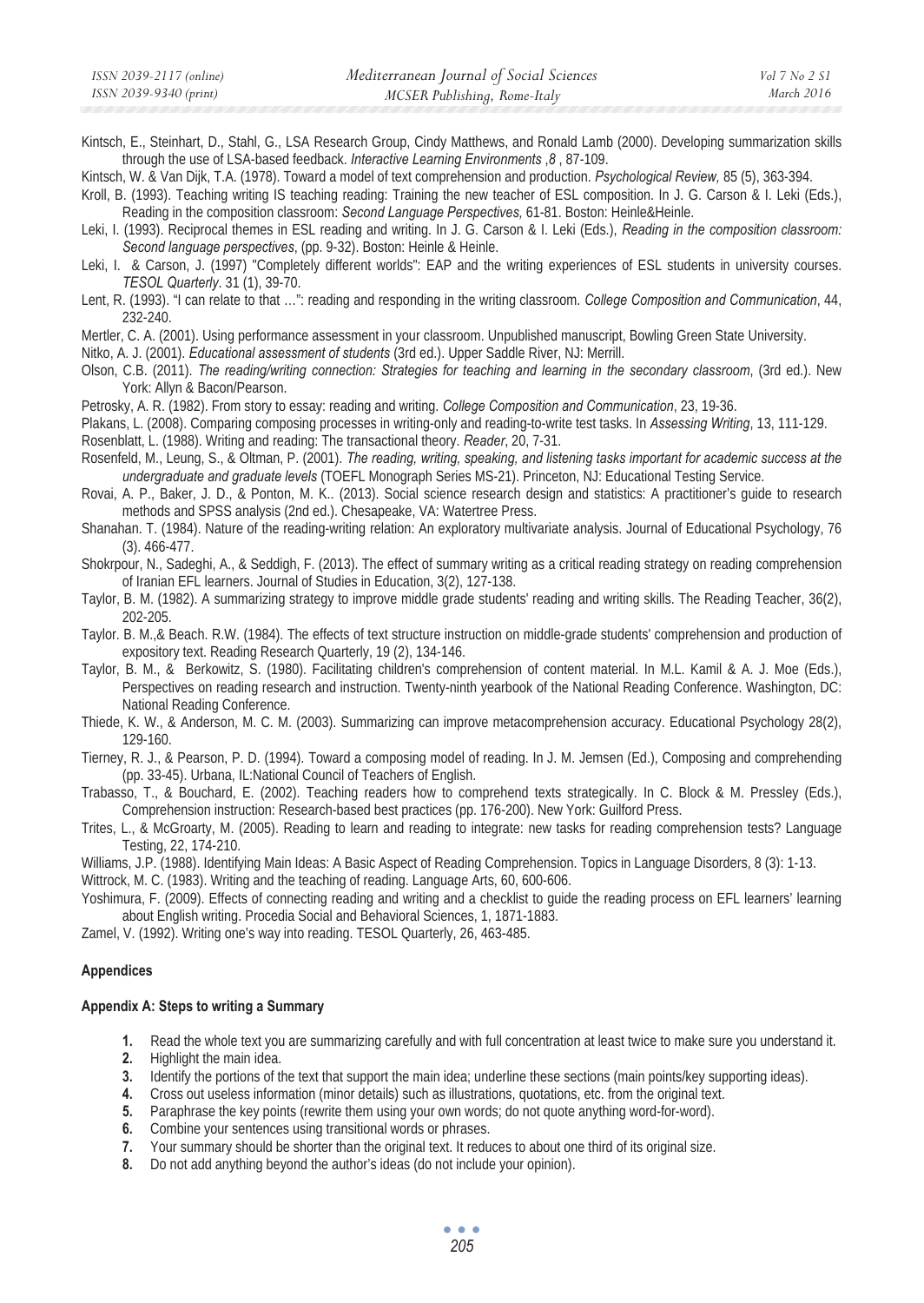Kintsch, E., Steinhart, D., Stahl, G., LSA Research Group, Cindy Matthews, and Ronald Lamb (2000). Developing summarization skills through the use of LSA-based feedback. *Interactive Learning Environments ,8* , 87-109.

Kintsch, W. & Van Dijk, T.A. (1978). Toward a model of text comprehension and production. *Psychological Review,* 85 (5), 363-394.

Kroll, B. (1993). Teaching writing IS teaching reading: Training the new teacher of ESL composition. In J. G. Carson & I. Leki (Eds.), Reading in the composition classroom: *Second Language Perspectives,* 61-81. Boston: Heinle&Heinle.

Leki, I. (1993). Reciprocal themes in ESL reading and writing. In J. G. Carson & I. Leki (Eds.), *Reading in the composition classroom: Second language perspectives*, (pp. 9-32). Boston: Heinle & Heinle.

Leki, I. & Carson, J. (1997) "Completely different worlds": EAP and the writing experiences of ESL students in university courses. *TESOL Quarterly*. 31 (1), 39-70.

Lent, R. (1993). "I can relate to that …": reading and responding in the writing classroom. *College Composition and Communication*, 44, 232-240.

Mertler, C. A. (2001). Using performance assessment in your classroom. Unpublished manuscript, Bowling Green State University.

Nitko, A. J. (2001). *Educational assessment of students* (3rd ed.). Upper Saddle River, NJ: Merrill.

Olson, C.B. (2011). *The reading/writing connection: Strategies for teaching and learning in the secondary classroom*, (3rd ed.). New York: Allyn & Bacon/Pearson.

Petrosky, A. R. (1982). From story to essay: reading and writing. *College Composition and Communication*, 23, 19-36.

Plakans, L. (2008). Comparing composing processes in writing-only and reading-to-write test tasks. In *Assessing Writing*, 13, 111-129.

Rosenblatt, L. (1988). Writing and reading: The transactional theory. *Reader*, 20, 7-31.

Rosenfeld, M., Leung, S., & Oltman, P. (2001). *The reading, writing, speaking, and listening tasks important for academic success at the undergraduate and graduate levels* (TOEFL Monograph Series MS-21). Princeton, NJ: Educational Testing Service.

Rovai, A. P., Baker, J. D., & Ponton, M. K.. (2013). Social science research design and statistics: A practitioner's guide to research methods and SPSS analysis (2nd ed.). Chesapeake, VA: Watertree Press.

Shanahan. T. (1984). Nature of the reading-writing relation: An exploratory multivariate analysis. Journal of Educational Psychology, 76 (3). 466-477.

Shokrpour, N., Sadeghi, A., & Seddigh, F. (2013). The effect of summary writing as a critical reading strategy on reading comprehension of Iranian EFL learners. Journal of Studies in Education, 3(2), 127-138.

Taylor, B. M. (1982). A summarizing strategy to improve middle grade students' reading and writing skills. The Reading Teacher, 36(2), 202-205.

Taylor. B. M.,& Beach. R.W. (1984). The effects of text structure instruction on middle-grade students' comprehension and production of expository text. Reading Research Quarterly, 19 (2), 134-146.

Taylor, B. M., & Berkowitz, S. (1980). Facilitating children's comprehension of content material. In M.L. Kamil & A. J. Moe (Eds.), Perspectives on reading research and instruction. Twenty-ninth yearbook of the National Reading Conference. Washington, DC: National Reading Conference.

Thiede, K. W., & Anderson, M. C. M. (2003). Summarizing can improve metacomprehension accuracy. Educational Psychology 28(2), 129-160.

Tierney, R. J., & Pearson, P. D. (1994). Toward a composing model of reading. In J. M. Jemsen (Ed.), Composing and comprehending (pp. 33-45). Urbana, IL:National Council of Teachers of English.

Trabasso, T., & Bouchard, E. (2002). Teaching readers how to comprehend texts strategically. In C. Block & M. Pressley (Eds.), Comprehension instruction: Research-based best practices (pp. 176-200). New York: Guilford Press.

Trites, L., & McGroarty, M. (2005). Reading to learn and reading to integrate: new tasks for reading comprehension tests? Language Testing, 22, 174-210.

Williams, J.P. (1988). Identifying Main Ideas: A Basic Aspect of Reading Comprehension. Topics in Language Disorders, 8 (3): 1-13.

Wittrock, M. C. (1983). Writing and the teaching of reading. Language Arts, 60, 600-606.

Yoshimura, F. (2009). Effects of connecting reading and writing and a checklist to guide the reading process on EFL learners' learning about English writing. Procedia Social and Behavioral Sciences, 1, 1871-1883.

Zamel, V. (1992). Writing one's way into reading. TESOL Quarterly, 26, 463-485.

## Appendices

### Appendix A: Steps to writing a Summary

1. Read the whole text you are summarizing carefully and with full concentration at least twice to make sure you understand it.
2. Highlight the main idea.
3. Identify the portions of the text that support the main idea; underline these sections (main points/key supporting ideas).
4. Cross out useless information (minor details) such as illustrations, quotations, etc. from the original text.
5. Paraphrase the key points (rewrite them using your own words; do not quote anything word-for-word).
6. Combine your sentences using transitional words or phrases.
7. Your summary should be shorter than the original text. It reduces to about one third of its original size.
8. Do not add anything beyond the author's ideas (do not include your opinion).